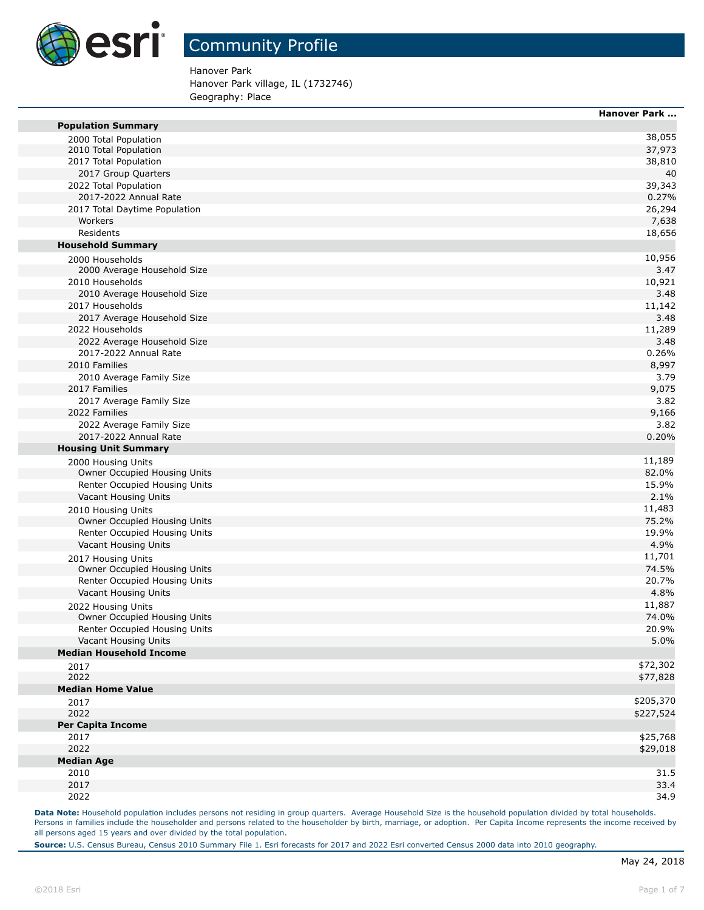# Community Profile

Hanover Park
Hanover Park village, IL (1732746)
Geography: Place

| | Hanover Park ... |
|---|---|
| **Population Summary** | |
| 2000 Total Population | 38,055 |
| 2010 Total Population | 37,973 |
| 2017 Total Population | 38,810 |
| 2017 Group Quarters | 40 |
| 2022 Total Population | 39,343 |
| 2017-2022 Annual Rate | 0.27% |
| 2017 Total Daytime Population | 26,294 |
| Workers | 7,638 |
| Residents | 18,656 |
| **Household Summary** | |
| 2000 Households | 10,956 |
| 2000 Average Household Size | 3.47 |
| 2010 Households | 10,921 |
| 2010 Average Household Size | 3.48 |
| 2017 Households | 11,142 |
| 2017 Average Household Size | 3.48 |
| 2022 Households | 11,289 |
| 2022 Average Household Size | 3.48 |
| 2017-2022 Annual Rate | 0.26% |
| 2010 Families | 8,997 |
| 2010 Average Family Size | 3.79 |
| 2017 Families | 9,075 |
| 2017 Average Family Size | 3.82 |
| 2022 Families | 9,166 |
| 2022 Average Family Size | 3.82 |
| 2017-2022 Annual Rate | 0.20% |
| **Housing Unit Summary** | |
| 2000 Housing Units | 11,189 |
| Owner Occupied Housing Units | 82.0% |
| Renter Occupied Housing Units | 15.9% |
| Vacant Housing Units | 2.1% |
| 2010 Housing Units | 11,483 |
| Owner Occupied Housing Units | 75.2% |
| Renter Occupied Housing Units | 19.9% |
| Vacant Housing Units | 4.9% |
| 2017 Housing Units | 11,701 |
| Owner Occupied Housing Units | 74.5% |
| Renter Occupied Housing Units | 20.7% |
| Vacant Housing Units | 4.8% |
| 2022 Housing Units | 11,887 |
| Owner Occupied Housing Units | 74.0% |
| Renter Occupied Housing Units | 20.9% |
| Vacant Housing Units | 5.0% |
| **Median Household Income** | |
| 2017 | $72,302 |
| 2022 | $77,828 |
| **Median Home Value** | |
| 2017 | $205,370 |
| 2022 | $227,524 |
| **Per Capita Income** | |
| 2017 | $25,768 |
| 2022 | $29,018 |
| **Median Age** | |
| 2010 | 31.5 |
| 2017 | 33.4 |
| 2022 | 34.9 |

**Data Note:** Household population includes persons not residing in group quarters. Average Household Size is the household population divided by total households. Persons in families include the householder and persons related to the householder by birth, marriage, or adoption. Per Capita Income represents the income received by all persons aged 15 years and over divided by the total population.

**Source:** U.S. Census Bureau, Census 2010 Summary File 1. Esri forecasts for 2017 and 2022 Esri converted Census 2000 data into 2010 geography.

May 24, 2018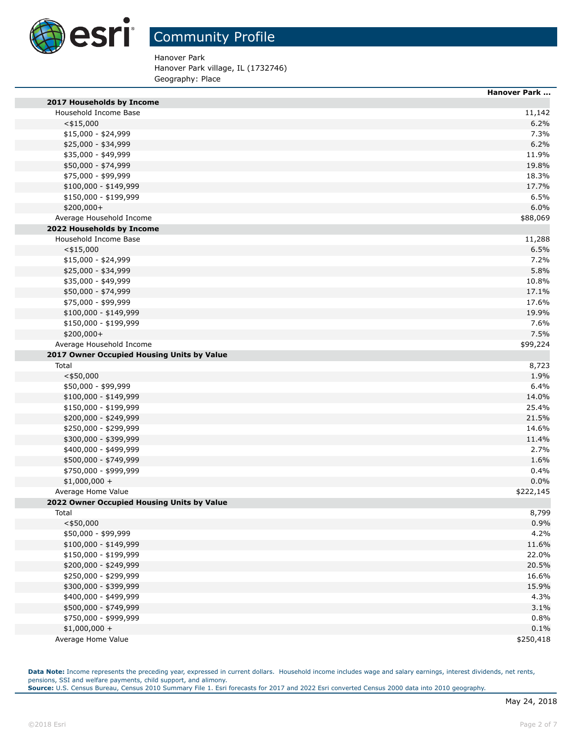# Community Profile

Hanover Park
Hanover Park village, IL (1732746)
Geography: Place

| | Hanover Park ... |
|---|---|
| **2017 Households by Income** | |
| Household Income Base | 11,142 |
| <$15,000 | 6.2% |
| $15,000 - $24,999 | 7.3% |
| $25,000 - $34,999 | 6.2% |
| $35,000 - $49,999 | 11.9% |
| $50,000 - $74,999 | 19.8% |
| $75,000 - $99,999 | 18.3% |
| $100,000 - $149,999 | 17.7% |
| $150,000 - $199,999 | 6.5% |
| $200,000+ | 6.0% |
| Average Household Income | $88,069 |
| **2022 Households by Income** | |
| Household Income Base | 11,288 |
| <$15,000 | 6.5% |
| $15,000 - $24,999 | 7.2% |
| $25,000 - $34,999 | 5.8% |
| $35,000 - $49,999 | 10.8% |
| $50,000 - $74,999 | 17.1% |
| $75,000 - $99,999 | 17.6% |
| $100,000 - $149,999 | 19.9% |
| $150,000 - $199,999 | 7.6% |
| $200,000+ | 7.5% |
| Average Household Income | $99,224 |
| **2017 Owner Occupied Housing Units by Value** | |
| Total | 8,723 |
| <$50,000 | 1.9% |
| $50,000 - $99,999 | 6.4% |
| $100,000 - $149,999 | 14.0% |
| $150,000 - $199,999 | 25.4% |
| $200,000 - $249,999 | 21.5% |
| $250,000 - $299,999 | 14.6% |
| $300,000 - $399,999 | 11.4% |
| $400,000 - $499,999 | 2.7% |
| $500,000 - $749,999 | 1.6% |
| $750,000 - $999,999 | 0.4% |
| $1,000,000 + | 0.0% |
| Average Home Value | $222,145 |
| **2022 Owner Occupied Housing Units by Value** | |
| Total | 8,799 |
| <$50,000 | 0.9% |
| $50,000 - $99,999 | 4.2% |
| $100,000 - $149,999 | 11.6% |
| $150,000 - $199,999 | 22.0% |
| $200,000 - $249,999 | 20.5% |
| $250,000 - $299,999 | 16.6% |
| $300,000 - $399,999 | 15.9% |
| $400,000 - $499,999 | 4.3% |
| $500,000 - $749,999 | 3.1% |
| $750,000 - $999,999 | 0.8% |
| $1,000,000 + | 0.1% |
| Average Home Value | $250,418 |

**Data Note:** Income represents the preceding year, expressed in current dollars. Household income includes wage and salary earnings, interest dividends, net rents, pensions, SSI and welfare payments, child support, and alimony.
**Source:** U.S. Census Bureau, Census 2010 Summary File 1. Esri forecasts for 2017 and 2022 Esri converted Census 2000 data into 2010 geography.

May 24, 2018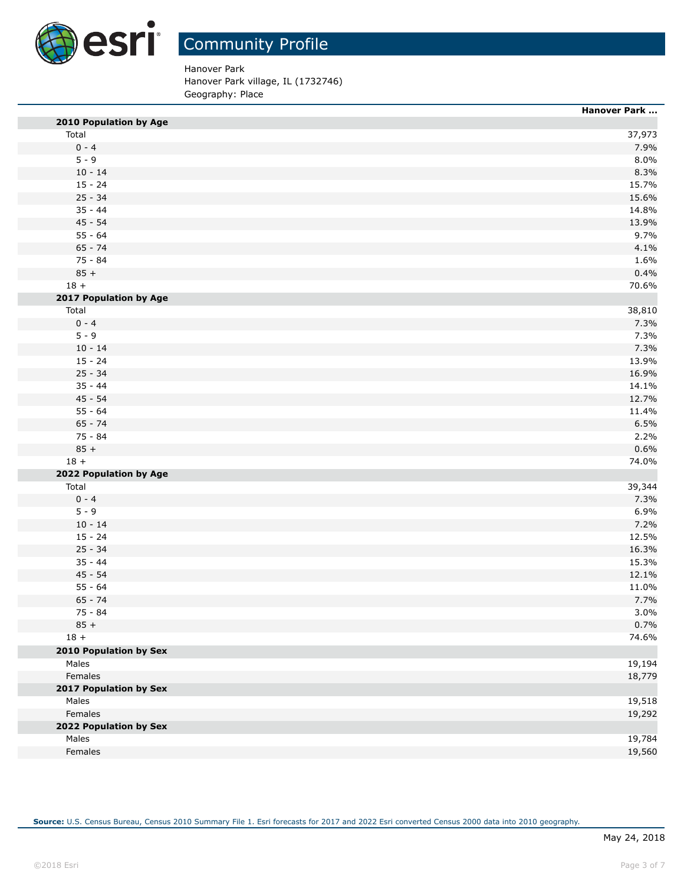# Community Profile

Hanover Park
Hanover Park village, IL (1732746)
Geography: Place

| | Hanover Park ... |
|---|---|
| **2010 Population by Age** | |
| Total | 37,973 |
| 0 - 4 | 7.9% |
| 5 - 9 | 8.0% |
| 10 - 14 | 8.3% |
| 15 - 24 | 15.7% |
| 25 - 34 | 15.6% |
| 35 - 44 | 14.8% |
| 45 - 54 | 13.9% |
| 55 - 64 | 9.7% |
| 65 - 74 | 4.1% |
| 75 - 84 | 1.6% |
| 85 + | 0.4% |
| 18 + | 70.6% |
| **2017 Population by Age** | |
| Total | 38,810 |
| 0 - 4 | 7.3% |
| 5 - 9 | 7.3% |
| 10 - 14 | 7.3% |
| 15 - 24 | 13.9% |
| 25 - 34 | 16.9% |
| 35 - 44 | 14.1% |
| 45 - 54 | 12.7% |
| 55 - 64 | 11.4% |
| 65 - 74 | 6.5% |
| 75 - 84 | 2.2% |
| 85 + | 0.6% |
| 18 + | 74.0% |
| **2022 Population by Age** | |
| Total | 39,344 |
| 0 - 4 | 7.3% |
| 5 - 9 | 6.9% |
| 10 - 14 | 7.2% |
| 15 - 24 | 12.5% |
| 25 - 34 | 16.3% |
| 35 - 44 | 15.3% |
| 45 - 54 | 12.1% |
| 55 - 64 | 11.0% |
| 65 - 74 | 7.7% |
| 75 - 84 | 3.0% |
| 85 + | 0.7% |
| 18 + | 74.6% |
| **2010 Population by Sex** | |
| Males | 19,194 |
| Females | 18,779 |
| **2017 Population by Sex** | |
| Males | 19,518 |
| Females | 19,292 |
| **2022 Population by Sex** | |
| Males | 19,784 |
| Females | 19,560 |

**Source:** U.S. Census Bureau, Census 2010 Summary File 1. Esri forecasts for 2017 and 2022 Esri converted Census 2000 data into 2010 geography.

May 24, 2018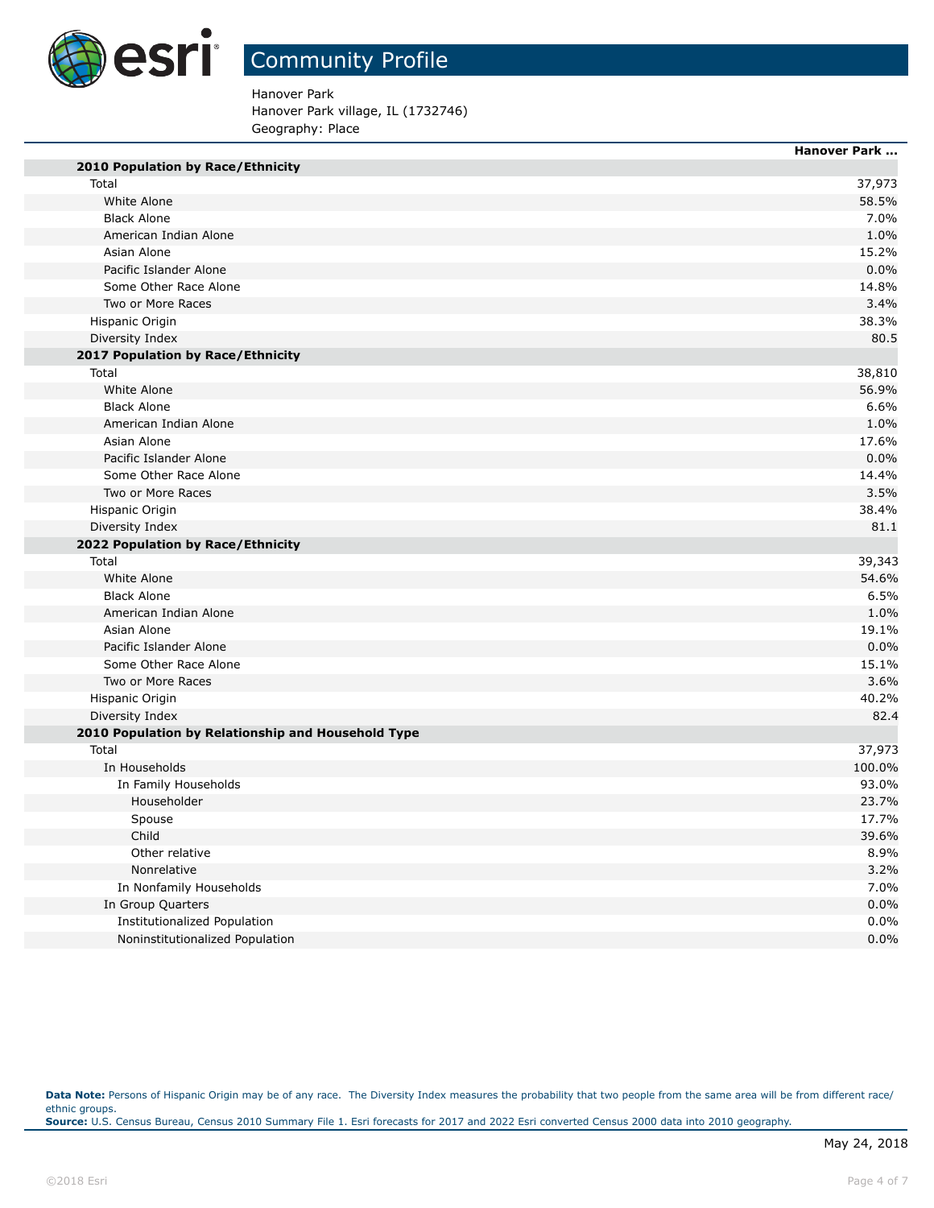# Community Profile

Hanover Park
Hanover Park village, IL (1732746)
Geography: Place

| | Hanover Park ... |
|---|---|
| **2010 Population by Race/Ethnicity** | |
| Total | 37,973 |
| White Alone | 58.5% |
| Black Alone | 7.0% |
| American Indian Alone | 1.0% |
| Asian Alone | 15.2% |
| Pacific Islander Alone | 0.0% |
| Some Other Race Alone | 14.8% |
| Two or More Races | 3.4% |
| Hispanic Origin | 38.3% |
| Diversity Index | 80.5 |
| **2017 Population by Race/Ethnicity** | |
| Total | 38,810 |
| White Alone | 56.9% |
| Black Alone | 6.6% |
| American Indian Alone | 1.0% |
| Asian Alone | 17.6% |
| Pacific Islander Alone | 0.0% |
| Some Other Race Alone | 14.4% |
| Two or More Races | 3.5% |
| Hispanic Origin | 38.4% |
| Diversity Index | 81.1 |
| **2022 Population by Race/Ethnicity** | |
| Total | 39,343 |
| White Alone | 54.6% |
| Black Alone | 6.5% |
| American Indian Alone | 1.0% |
| Asian Alone | 19.1% |
| Pacific Islander Alone | 0.0% |
| Some Other Race Alone | 15.1% |
| Two or More Races | 3.6% |
| Hispanic Origin | 40.2% |
| Diversity Index | 82.4 |
| **2010 Population by Relationship and Household Type** | |
| Total | 37,973 |
| In Households | 100.0% |
| In Family Households | 93.0% |
| Householder | 23.7% |
| Spouse | 17.7% |
| Child | 39.6% |
| Other relative | 8.9% |
| Nonrelative | 3.2% |
| In Nonfamily Households | 7.0% |
| In Group Quarters | 0.0% |
| Institutionalized Population | 0.0% |
| Noninstitutionalized Population | 0.0% |

**Data Note:** Persons of Hispanic Origin may be of any race. The Diversity Index measures the probability that two people from the same area will be from different race/ethnic groups.
**Source:** U.S. Census Bureau, Census 2010 Summary File 1. Esri forecasts for 2017 and 2022 Esri converted Census 2000 data into 2010 geography.

May 24, 2018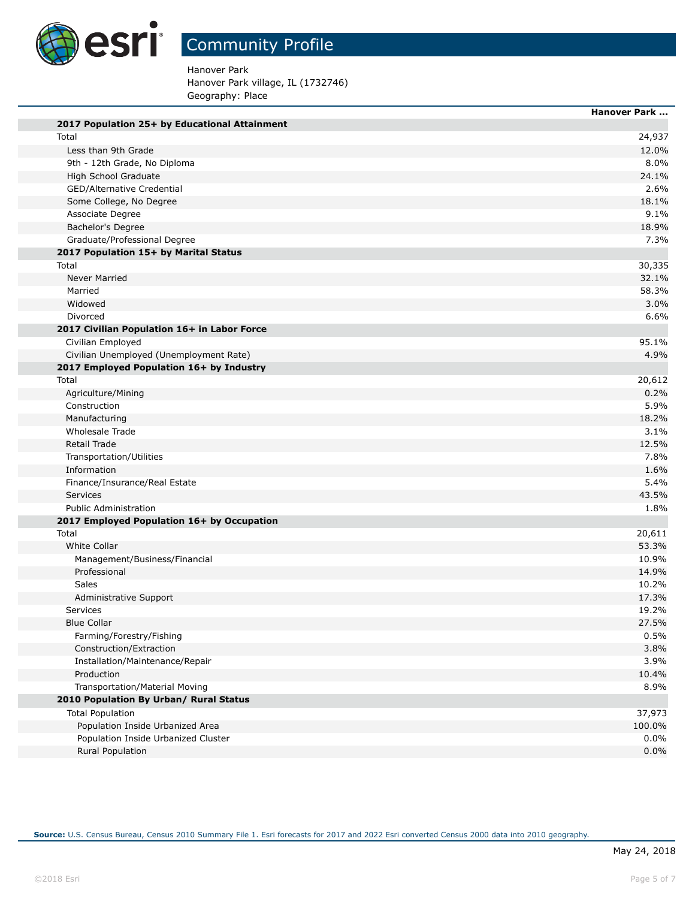# Community Profile

Hanover Park
Hanover Park village, IL (1732746)
Geography: Place

| | Hanover Park ... |
|---|---|
| **2017 Population 25+ by Educational Attainment** | |
| Total | 24,937 |
| Less than 9th Grade | 12.0% |
| 9th - 12th Grade, No Diploma | 8.0% |
| High School Graduate | 24.1% |
| GED/Alternative Credential | 2.6% |
| Some College, No Degree | 18.1% |
| Associate Degree | 9.1% |
| Bachelor's Degree | 18.9% |
| Graduate/Professional Degree | 7.3% |
| **2017 Population 15+ by Marital Status** | |
| Total | 30,335 |
| Never Married | 32.1% |
| Married | 58.3% |
| Widowed | 3.0% |
| Divorced | 6.6% |
| **2017 Civilian Population 16+ in Labor Force** | |
| Civilian Employed | 95.1% |
| Civilian Unemployed (Unemployment Rate) | 4.9% |
| **2017 Employed Population 16+ by Industry** | |
| Total | 20,612 |
| Agriculture/Mining | 0.2% |
| Construction | 5.9% |
| Manufacturing | 18.2% |
| Wholesale Trade | 3.1% |
| Retail Trade | 12.5% |
| Transportation/Utilities | 7.8% |
| Information | 1.6% |
| Finance/Insurance/Real Estate | 5.4% |
| Services | 43.5% |
| Public Administration | 1.8% |
| **2017 Employed Population 16+ by Occupation** | |
| Total | 20,611 |
| White Collar | 53.3% |
| Management/Business/Financial | 10.9% |
| Professional | 14.9% |
| Sales | 10.2% |
| Administrative Support | 17.3% |
| Services | 19.2% |
| Blue Collar | 27.5% |
| Farming/Forestry/Fishing | 0.5% |
| Construction/Extraction | 3.8% |
| Installation/Maintenance/Repair | 3.9% |
| Production | 10.4% |
| Transportation/Material Moving | 8.9% |
| **2010 Population By Urban/ Rural Status** | |
| Total Population | 37,973 |
| Population Inside Urbanized Area | 100.0% |
| Population Inside Urbanized Cluster | 0.0% |
| Rural Population | 0.0% |

**Source:** U.S. Census Bureau, Census 2010 Summary File 1. Esri forecasts for 2017 and 2022 Esri converted Census 2000 data into 2010 geography.

May 24, 2018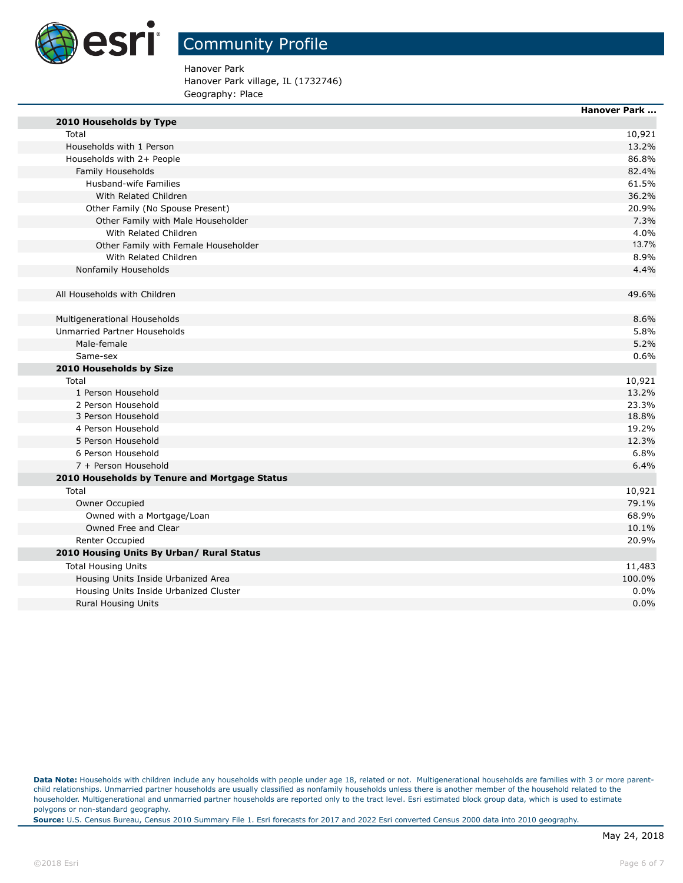# Community Profile

Hanover Park
Hanover Park village, IL (1732746)
Geography: Place

| | Hanover Park ... |
|---|---|
| **2010 Households by Type** | |
| Total | 10,921 |
| Households with 1 Person | 13.2% |
| Households with 2+ People | 86.8% |
| Family Households | 82.4% |
| Husband-wife Families | 61.5% |
| With Related Children | 36.2% |
| Other Family (No Spouse Present) | 20.9% |
| Other Family with Male Householder | 7.3% |
| With Related Children | 4.0% |
| Other Family with Female Householder | 13.7% |
| With Related Children | 8.9% |
| Nonfamily Households | 4.4% |
| | |
| All Households with Children | 49.6% |
| | |
| Multigenerational Households | 8.6% |
| Unmarried Partner Households | 5.8% |
| Male-female | 5.2% |
| Same-sex | 0.6% |
| **2010 Households by Size** | |
| Total | 10,921 |
| 1 Person Household | 13.2% |
| 2 Person Household | 23.3% |
| 3 Person Household | 18.8% |
| 4 Person Household | 19.2% |
| 5 Person Household | 12.3% |
| 6 Person Household | 6.8% |
| 7 + Person Household | 6.4% |
| **2010 Households by Tenure and Mortgage Status** | |
| Total | 10,921 |
| Owner Occupied | 79.1% |
| Owned with a Mortgage/Loan | 68.9% |
| Owned Free and Clear | 10.1% |
| Renter Occupied | 20.9% |
| **2010 Housing Units By Urban/ Rural Status** | |
| Total Housing Units | 11,483 |
| Housing Units Inside Urbanized Area | 100.0% |
| Housing Units Inside Urbanized Cluster | 0.0% |
| Rural Housing Units | 0.0% |

**Data Note:** Households with children include any households with people under age 18, related or not. Multigenerational households are families with 3 or more parent-child relationships. Unmarried partner households are usually classified as nonfamily households unless there is another member of the household related to the householder. Multigenerational and unmarried partner households are reported only to the tract level. Esri estimated block group data, which is used to estimate polygons or non-standard geography.

**Source:** U.S. Census Bureau, Census 2010 Summary File 1. Esri forecasts for 2017 and 2022 Esri converted Census 2000 data into 2010 geography.

May 24, 2018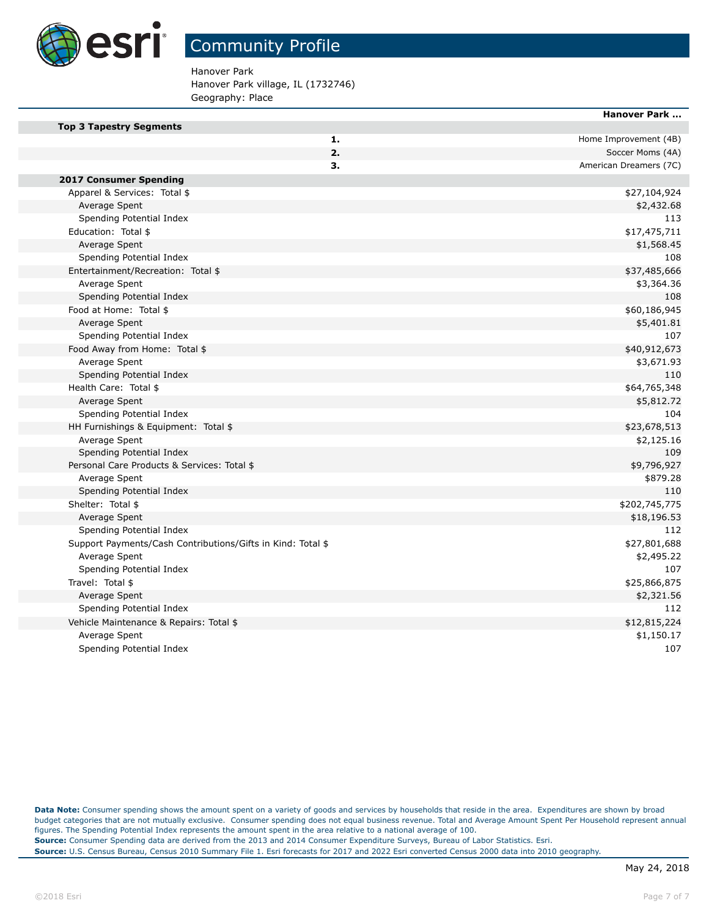# Community Profile

Hanover Park
Hanover Park village, IL (1732746)
Geography: Place

| | Hanover Park ... |
|---|---|
| **Top 3 Tapestry Segments** | |
| 1. | Home Improvement (4B) |
| 2. | Soccer Moms (4A) |
| 3. | American Dreamers (7C) |
| **2017 Consumer Spending** | |
| Apparel & Services: Total $ | $27,104,924 |
| Average Spent | $2,432.68 |
| Spending Potential Index | 113 |
| Education: Total $ | $17,475,711 |
| Average Spent | $1,568.45 |
| Spending Potential Index | 108 |
| Entertainment/Recreation: Total $ | $37,485,666 |
| Average Spent | $3,364.36 |
| Spending Potential Index | 108 |
| Food at Home: Total $ | $60,186,945 |
| Average Spent | $5,401.81 |
| Spending Potential Index | 107 |
| Food Away from Home: Total $ | $40,912,673 |
| Average Spent | $3,671.93 |
| Spending Potential Index | 110 |
| Health Care: Total $ | $64,765,348 |
| Average Spent | $5,812.72 |
| Spending Potential Index | 104 |
| HH Furnishings & Equipment: Total $ | $23,678,513 |
| Average Spent | $2,125.16 |
| Spending Potential Index | 109 |
| Personal Care Products & Services: Total $ | $9,796,927 |
| Average Spent | $879.28 |
| Spending Potential Index | 110 |
| Shelter: Total $ | $202,745,775 |
| Average Spent | $18,196.53 |
| Spending Potential Index | 112 |
| Support Payments/Cash Contributions/Gifts in Kind: Total $ | $27,801,688 |
| Average Spent | $2,495.22 |
| Spending Potential Index | 107 |
| Travel: Total $ | $25,866,875 |
| Average Spent | $2,321.56 |
| Spending Potential Index | 112 |
| Vehicle Maintenance & Repairs: Total $ | $12,815,224 |
| Average Spent | $1,150.17 |
| Spending Potential Index | 107 |

**Data Note:** Consumer spending shows the amount spent on a variety of goods and services by households that reside in the area. Expenditures are shown by broad budget categories that are not mutually exclusive. Consumer spending does not equal business revenue. Total and Average Amount Spent Per Household represent annual figures. The Spending Potential Index represents the amount spent in the area relative to a national average of 100.
**Source:** Consumer Spending data are derived from the 2013 and 2014 Consumer Expenditure Surveys, Bureau of Labor Statistics. Esri.
**Source:** U.S. Census Bureau, Census 2010 Summary File 1. Esri forecasts for 2017 and 2022 Esri converted Census 2000 data into 2010 geography.

May 24, 2018